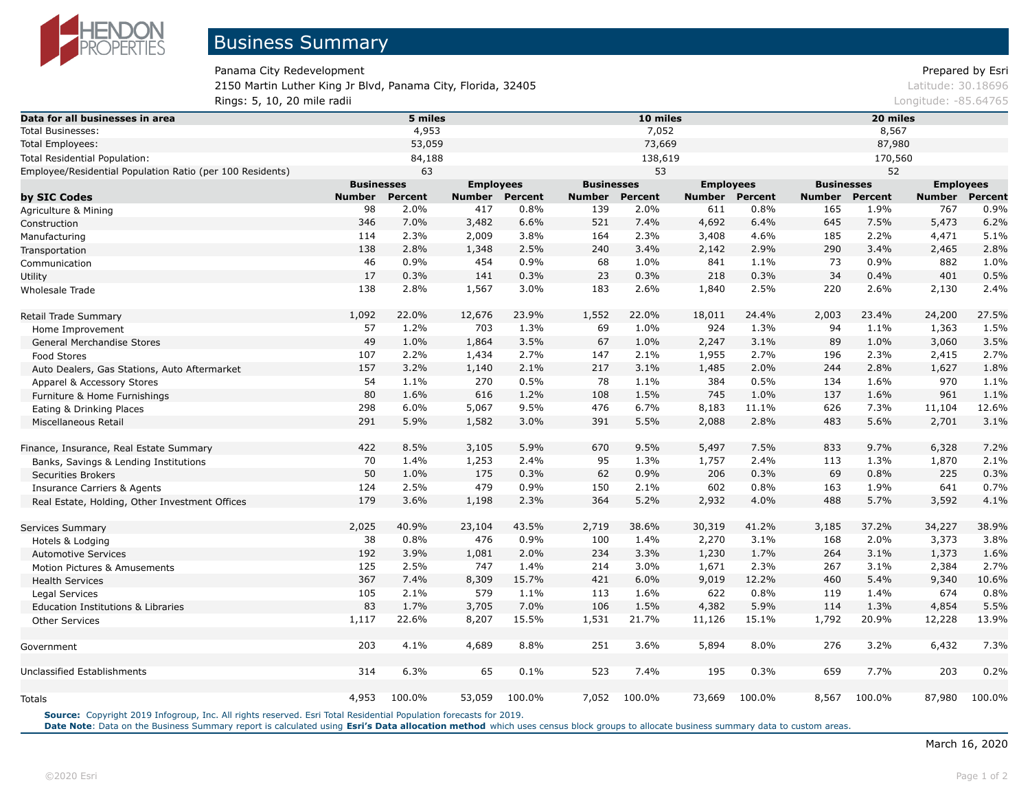# Business Summary

Panama City Redevelopment
2150 Martin Luther King Jr Blvd, Panama City, Florida, 32405
Rings: 5, 10, 20 mile radii

Prepared by Esri
Latitude: 30.18696
Longitude: -85.64765

| Data for all businesses in area | 5 miles | 10 miles | 20 miles |
|---|---|---|---|
| Total Businesses: | 4,953 | 7,052 | 8,567 |
| Total Employees: | 53,059 | 73,669 | 87,980 |
| Total Residential Population: | 84,188 | 138,619 | 170,560 |
| Employee/Residential Population Ratio (per 100 Residents) | 63 | 53 | 52 |

| | 5 miles | | | | 10 miles | | | | 20 miles | | | |
|---|---|---|---|---|---|---|---|---|---|---|---|---|
| | Businesses | | Employees | | Businesses | | Employees | | Businesses | | Employees | |
| by SIC Codes | Number | Percent | Number | Percent | Number | Percent | Number | Percent | Number | Percent | Number | Percent |
| Agriculture & Mining | 98 | 2.0% | 417 | 0.8% | 139 | 2.0% | 611 | 0.8% | 165 | 1.9% | 767 | 0.9% |
| Construction | 346 | 7.0% | 3,482 | 6.6% | 521 | 7.4% | 4,692 | 6.4% | 645 | 7.5% | 5,473 | 6.2% |
| Manufacturing | 114 | 2.3% | 2,009 | 3.8% | 164 | 2.3% | 3,408 | 4.6% | 185 | 2.2% | 4,471 | 5.1% |
| Transportation | 138 | 2.8% | 1,348 | 2.5% | 240 | 3.4% | 2,142 | 2.9% | 290 | 3.4% | 2,465 | 2.8% |
| Communication | 46 | 0.9% | 454 | 0.9% | 68 | 1.0% | 841 | 1.1% | 73 | 0.9% | 882 | 1.0% |
| Utility | 17 | 0.3% | 141 | 0.3% | 23 | 0.3% | 218 | 0.3% | 34 | 0.4% | 401 | 0.5% |
| Wholesale Trade | 138 | 2.8% | 1,567 | 3.0% | 183 | 2.6% | 1,840 | 2.5% | 220 | 2.6% | 2,130 | 2.4% |
| Retail Trade Summary | 1,092 | 22.0% | 12,676 | 23.9% | 1,552 | 22.0% | 18,011 | 24.4% | 2,003 | 23.4% | 24,200 | 27.5% |
| Home Improvement | 57 | 1.2% | 703 | 1.3% | 69 | 1.0% | 924 | 1.3% | 94 | 1.1% | 1,363 | 1.5% |
| General Merchandise Stores | 49 | 1.0% | 1,864 | 3.5% | 67 | 1.0% | 2,247 | 3.1% | 89 | 1.0% | 3,060 | 3.5% |
| Food Stores | 107 | 2.2% | 1,434 | 2.7% | 147 | 2.1% | 1,955 | 2.7% | 196 | 2.3% | 2,415 | 2.7% |
| Auto Dealers, Gas Stations, Auto Aftermarket | 157 | 3.2% | 1,140 | 2.1% | 217 | 3.1% | 1,485 | 2.0% | 244 | 2.8% | 1,627 | 1.8% |
| Apparel & Accessory Stores | 54 | 1.1% | 270 | 0.5% | 78 | 1.1% | 384 | 0.5% | 134 | 1.6% | 970 | 1.1% |
| Furniture & Home Furnishings | 80 | 1.6% | 616 | 1.2% | 108 | 1.5% | 745 | 1.0% | 137 | 1.6% | 961 | 1.1% |
| Eating & Drinking Places | 298 | 6.0% | 5,067 | 9.5% | 476 | 6.7% | 8,183 | 11.1% | 626 | 7.3% | 11,104 | 12.6% |
| Miscellaneous Retail | 291 | 5.9% | 1,582 | 3.0% | 391 | 5.5% | 2,088 | 2.8% | 483 | 5.6% | 2,701 | 3.1% |
| Finance, Insurance, Real Estate Summary | 422 | 8.5% | 3,105 | 5.9% | 670 | 9.5% | 5,497 | 7.5% | 833 | 9.7% | 6,328 | 7.2% |
| Banks, Savings & Lending Institutions | 70 | 1.4% | 1,253 | 2.4% | 95 | 1.3% | 1,757 | 2.4% | 113 | 1.3% | 1,870 | 2.1% |
| Securities Brokers | 50 | 1.0% | 175 | 0.3% | 62 | 0.9% | 206 | 0.3% | 69 | 0.8% | 225 | 0.3% |
| Insurance Carriers & Agents | 124 | 2.5% | 479 | 0.9% | 150 | 2.1% | 602 | 0.8% | 163 | 1.9% | 641 | 0.7% |
| Real Estate, Holding, Other Investment Offices | 179 | 3.6% | 1,198 | 2.3% | 364 | 5.2% | 2,932 | 4.0% | 488 | 5.7% | 3,592 | 4.1% |
| Services Summary | 2,025 | 40.9% | 23,104 | 43.5% | 2,719 | 38.6% | 30,319 | 41.2% | 3,185 | 37.2% | 34,227 | 38.9% |
| Hotels & Lodging | 38 | 0.8% | 476 | 0.9% | 100 | 1.4% | 2,270 | 3.1% | 168 | 2.0% | 3,373 | 3.8% |
| Automotive Services | 192 | 3.9% | 1,081 | 2.0% | 234 | 3.3% | 1,230 | 1.7% | 264 | 3.1% | 1,373 | 1.6% |
| Motion Pictures & Amusements | 125 | 2.5% | 747 | 1.4% | 214 | 3.0% | 1,671 | 2.3% | 267 | 3.1% | 2,384 | 2.7% |
| Health Services | 367 | 7.4% | 8,309 | 15.7% | 421 | 6.0% | 9,019 | 12.2% | 460 | 5.4% | 9,340 | 10.6% |
| Legal Services | 105 | 2.1% | 579 | 1.1% | 113 | 1.6% | 622 | 0.8% | 119 | 1.4% | 674 | 0.8% |
| Education Institutions & Libraries | 83 | 1.7% | 3,705 | 7.0% | 106 | 1.5% | 4,382 | 5.9% | 114 | 1.3% | 4,854 | 5.5% |
| Other Services | 1,117 | 22.6% | 8,207 | 15.5% | 1,531 | 21.7% | 11,126 | 15.1% | 1,792 | 20.9% | 12,228 | 13.9% |
| Government | 203 | 4.1% | 4,689 | 8.8% | 251 | 3.6% | 5,894 | 8.0% | 276 | 3.2% | 6,432 | 7.3% |
| Unclassified Establishments | 314 | 6.3% | 65 | 0.1% | 523 | 7.4% | 195 | 0.3% | 659 | 7.7% | 203 | 0.2% |
| Totals | 4,953 | 100.0% | 53,059 | 100.0% | 7,052 | 100.0% | 73,669 | 100.0% | 8,567 | 100.0% | 87,980 | 100.0% |

**Source:** Copyright 2019 Infogroup, Inc. All rights reserved. Esri Total Residential Population forecasts for 2019.
**Date Note**: Data on the Business Summary report is calculated using **Esri's Data allocation method** which uses census block groups to allocate business summary data to custom areas.

March 16, 2020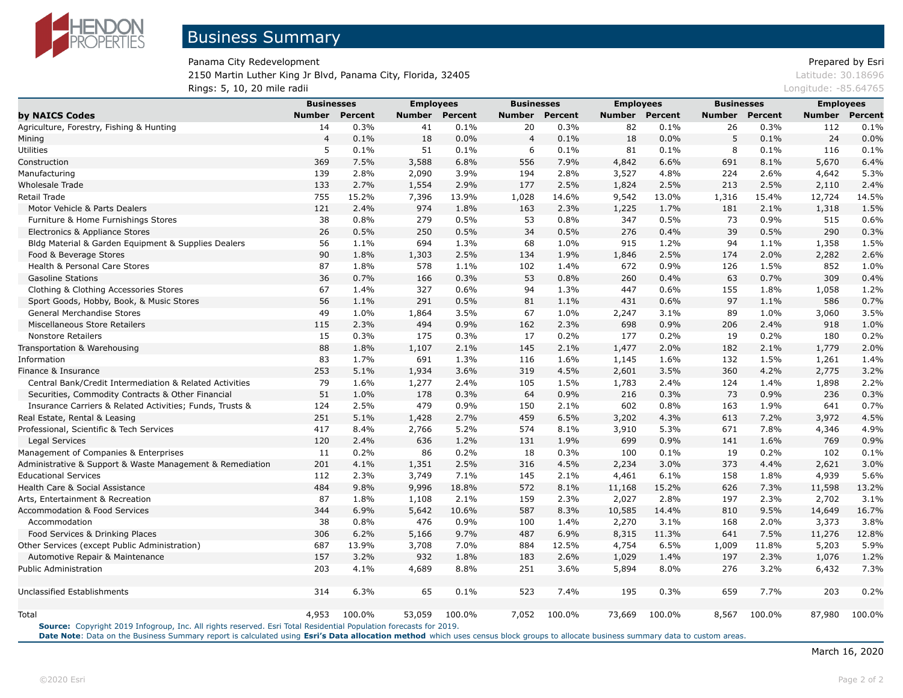# Business Summary

Panama City Redevelopment
2150 Martin Luther King Jr Blvd, Panama City, Florida, 32405
Rings: 5, 10, 20 mile radii

Prepared by Esri
Latitude: 30.18696
Longitude: -85.64765

| | Businesses | | Employees | | Businesses | | Employees | | Businesses | | Employees | |
|---|---|---|---|---|---|---|---|---|---|---|---|---|
| **by NAICS Codes** | **Number** | **Percent** | **Number** | **Percent** | **Number** | **Percent** | **Number** | **Percent** | **Number** | **Percent** | **Number** | **Percent** |
| Agriculture, Forestry, Fishing & Hunting | 14 | 0.3% | 41 | 0.1% | 20 | 0.3% | 82 | 0.1% | 26 | 0.3% | 112 | 0.1% |
| Mining | 4 | 0.1% | 18 | 0.0% | 4 | 0.1% | 18 | 0.0% | 5 | 0.1% | 24 | 0.0% |
| Utilities | 5 | 0.1% | 51 | 0.1% | 6 | 0.1% | 81 | 0.1% | 8 | 0.1% | 116 | 0.1% |
| Construction | 369 | 7.5% | 3,588 | 6.8% | 556 | 7.9% | 4,842 | 6.6% | 691 | 8.1% | 5,670 | 6.4% |
| Manufacturing | 139 | 2.8% | 2,090 | 3.9% | 194 | 2.8% | 3,527 | 4.8% | 224 | 2.6% | 4,642 | 5.3% |
| Wholesale Trade | 133 | 2.7% | 1,554 | 2.9% | 177 | 2.5% | 1,824 | 2.5% | 213 | 2.5% | 2,110 | 2.4% |
| Retail Trade | 755 | 15.2% | 7,396 | 13.9% | 1,028 | 14.6% | 9,542 | 13.0% | 1,316 | 15.4% | 12,724 | 14.5% |
| Motor Vehicle & Parts Dealers | 121 | 2.4% | 974 | 1.8% | 163 | 2.3% | 1,225 | 1.7% | 181 | 2.1% | 1,318 | 1.5% |
| Furniture & Home Furnishings Stores | 38 | 0.8% | 279 | 0.5% | 53 | 0.8% | 347 | 0.5% | 73 | 0.9% | 515 | 0.6% |
| Electronics & Appliance Stores | 26 | 0.5% | 250 | 0.5% | 34 | 0.5% | 276 | 0.4% | 39 | 0.5% | 290 | 0.3% |
| Bldg Material & Garden Equipment & Supplies Dealers | 56 | 1.1% | 694 | 1.3% | 68 | 1.0% | 915 | 1.2% | 94 | 1.1% | 1,358 | 1.5% |
| Food & Beverage Stores | 90 | 1.8% | 1,303 | 2.5% | 134 | 1.9% | 1,846 | 2.5% | 174 | 2.0% | 2,282 | 2.6% |
| Health & Personal Care Stores | 87 | 1.8% | 578 | 1.1% | 102 | 1.4% | 672 | 0.9% | 126 | 1.5% | 852 | 1.0% |
| Gasoline Stations | 36 | 0.7% | 166 | 0.3% | 53 | 0.8% | 260 | 0.4% | 63 | 0.7% | 309 | 0.4% |
| Clothing & Clothing Accessories Stores | 67 | 1.4% | 327 | 0.6% | 94 | 1.3% | 447 | 0.6% | 155 | 1.8% | 1,058 | 1.2% |
| Sport Goods, Hobby, Book, & Music Stores | 56 | 1.1% | 291 | 0.5% | 81 | 1.1% | 431 | 0.6% | 97 | 1.1% | 586 | 0.7% |
| General Merchandise Stores | 49 | 1.0% | 1,864 | 3.5% | 67 | 1.0% | 2,247 | 3.1% | 89 | 1.0% | 3,060 | 3.5% |
| Miscellaneous Store Retailers | 115 | 2.3% | 494 | 0.9% | 162 | 2.3% | 698 | 0.9% | 206 | 2.4% | 918 | 1.0% |
| Nonstore Retailers | 15 | 0.3% | 175 | 0.3% | 17 | 0.2% | 177 | 0.2% | 19 | 0.2% | 180 | 0.2% |
| Transportation & Warehousing | 88 | 1.8% | 1,107 | 2.1% | 145 | 2.1% | 1,477 | 2.0% | 182 | 2.1% | 1,779 | 2.0% |
| Information | 83 | 1.7% | 691 | 1.3% | 116 | 1.6% | 1,145 | 1.6% | 132 | 1.5% | 1,261 | 1.4% |
| Finance & Insurance | 253 | 5.1% | 1,934 | 3.6% | 319 | 4.5% | 2,601 | 3.5% | 360 | 4.2% | 2,775 | 3.2% |
| Central Bank/Credit Intermediation & Related Activities | 79 | 1.6% | 1,277 | 2.4% | 105 | 1.5% | 1,783 | 2.4% | 124 | 1.4% | 1,898 | 2.2% |
| Securities, Commodity Contracts & Other Financial | 51 | 1.0% | 178 | 0.3% | 64 | 0.9% | 216 | 0.3% | 73 | 0.9% | 236 | 0.3% |
| Insurance Carriers & Related Activities; Funds, Trusts & | 124 | 2.5% | 479 | 0.9% | 150 | 2.1% | 602 | 0.8% | 163 | 1.9% | 641 | 0.7% |
| Real Estate, Rental & Leasing | 251 | 5.1% | 1,428 | 2.7% | 459 | 6.5% | 3,202 | 4.3% | 613 | 7.2% | 3,972 | 4.5% |
| Professional, Scientific & Tech Services | 417 | 8.4% | 2,766 | 5.2% | 574 | 8.1% | 3,910 | 5.3% | 671 | 7.8% | 4,346 | 4.9% |
| Legal Services | 120 | 2.4% | 636 | 1.2% | 131 | 1.9% | 699 | 0.9% | 141 | 1.6% | 769 | 0.9% |
| Management of Companies & Enterprises | 11 | 0.2% | 86 | 0.2% | 18 | 0.3% | 100 | 0.1% | 19 | 0.2% | 102 | 0.1% |
| Administrative & Support & Waste Management & Remediation | 201 | 4.1% | 1,351 | 2.5% | 316 | 4.5% | 2,234 | 3.0% | 373 | 4.4% | 2,621 | 3.0% |
| Educational Services | 112 | 2.3% | 3,749 | 7.1% | 145 | 2.1% | 4,461 | 6.1% | 158 | 1.8% | 4,939 | 5.6% |
| Health Care & Social Assistance | 484 | 9.8% | 9,996 | 18.8% | 572 | 8.1% | 11,168 | 15.2% | 626 | 7.3% | 11,598 | 13.2% |
| Arts, Entertainment & Recreation | 87 | 1.8% | 1,108 | 2.1% | 159 | 2.3% | 2,027 | 2.8% | 197 | 2.3% | 2,702 | 3.1% |
| Accommodation & Food Services | 344 | 6.9% | 5,642 | 10.6% | 587 | 8.3% | 10,585 | 14.4% | 810 | 9.5% | 14,649 | 16.7% |
| Accommodation | 38 | 0.8% | 476 | 0.9% | 100 | 1.4% | 2,270 | 3.1% | 168 | 2.0% | 3,373 | 3.8% |
| Food Services & Drinking Places | 306 | 6.2% | 5,166 | 9.7% | 487 | 6.9% | 8,315 | 11.3% | 641 | 7.5% | 11,276 | 12.8% |
| Other Services (except Public Administration) | 687 | 13.9% | 3,708 | 7.0% | 884 | 12.5% | 4,754 | 6.5% | 1,009 | 11.8% | 5,203 | 5.9% |
| Automotive Repair & Maintenance | 157 | 3.2% | 932 | 1.8% | 183 | 2.6% | 1,029 | 1.4% | 197 | 2.3% | 1,076 | 1.2% |
| Public Administration | 203 | 4.1% | 4,689 | 8.8% | 251 | 3.6% | 5,894 | 8.0% | 276 | 3.2% | 6,432 | 7.3% |
| | | | | | | | | | | | | |
| Unclassified Establishments | 314 | 6.3% | 65 | 0.1% | 523 | 7.4% | 195 | 0.3% | 659 | 7.7% | 203 | 0.2% |
| | | | | | | | | | | | | |
| Total | 4,953 | 100.0% | 53,059 | 100.0% | 7,052 | 100.0% | 73,669 | 100.0% | 8,567 | 100.0% | 87,980 | 100.0% |

**Source:** Copyright 2019 Infogroup, Inc. All rights reserved. Esri Total Residential Population forecasts for 2019.
**Date Note**: Data on the Business Summary report is calculated using **Esri's Data allocation method** which uses census block groups to allocate business summary data to custom areas.

March 16, 2020

©2020 Esri